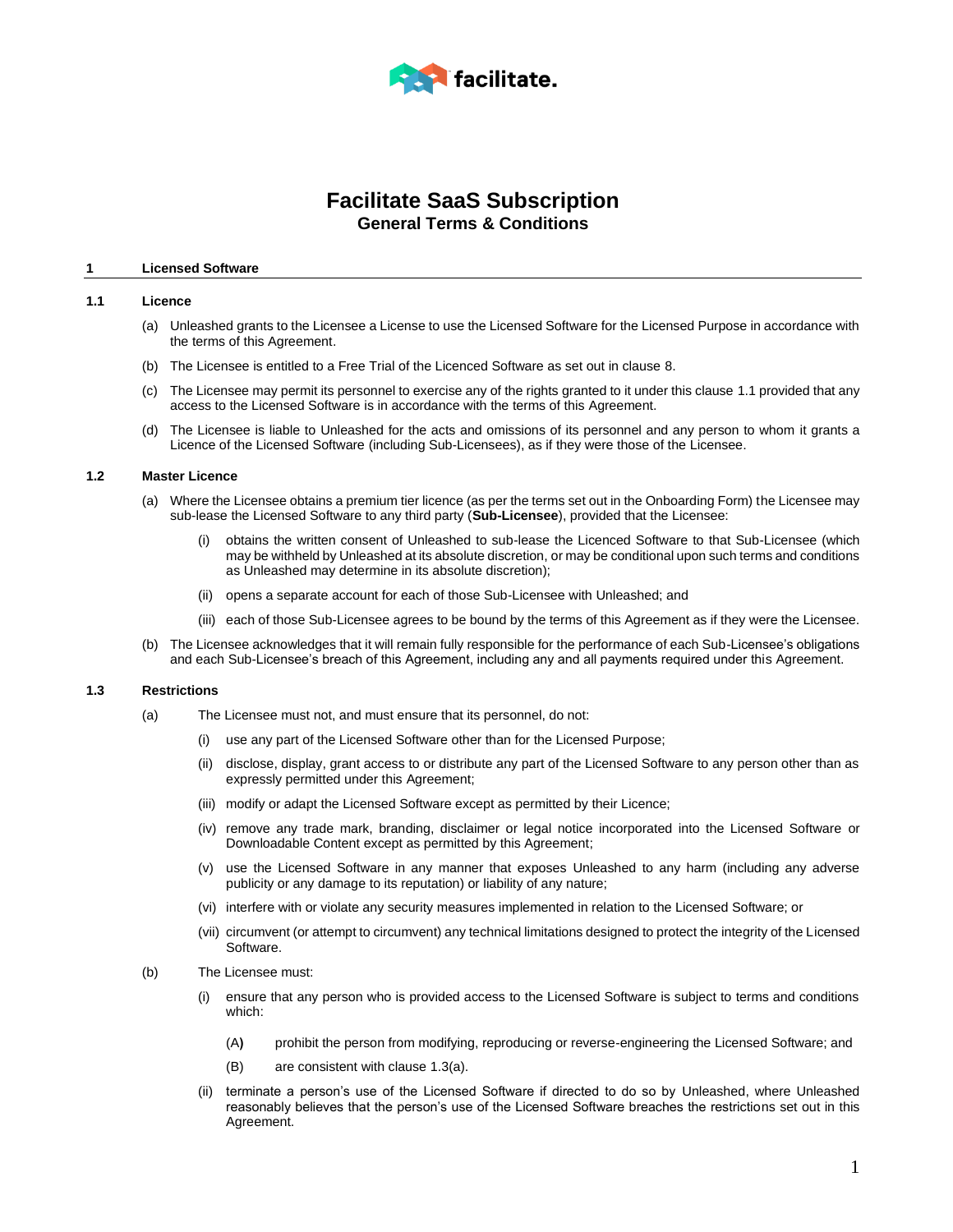# Facilitate SaaS Subscription

## General Terms & Conditions

### 1 Licensed Software

#### 1.1 Licence

(a) Unleashed grants to the Licensee a License to use the Licensed Software for the Licensed Purpose in accordance with the terms of this Agreement.

(b) The Licensee is entitled to a Free Trial of the Licenced Software as set out in clause 8.

(c) The Licensee may permit its personnel to exercise any of the rights granted to it under this clause 1.1 provided that any access to the Licensed Software is in accordance with the terms of this Agreement.

(d) The Licensee is liable to Unleashed for the acts and omissions of its personnel and any person to whom it grants a Licence of the Licensed Software (including Sub-Licensees), as if they were those of the Licensee.

#### 1.2 Master Licence

(a) Where the Licensee obtains a premium tier licence (as per the terms set out in the Onboarding Form) the Licensee may sub-lease the Licensed Software to any third party (**Sub-Licensee**), provided that the Licensee:

(i) obtains the written consent of Unleashed to sub-lease the Licenced Software to that Sub-Licensee (which may be withheld by Unleashed at its absolute discretion, or may be conditional upon such terms and conditions as Unleashed may determine in its absolute discretion);

(ii) opens a separate account for each of those Sub-Licensee with Unleashed; and

(iii) each of those Sub-Licensee agrees to be bound by the terms of this Agreement as if they were the Licensee.

(b) The Licensee acknowledges that it will remain fully responsible for the performance of each Sub-Licensee's obligations and each Sub-Licensee's breach of this Agreement, including any and all payments required under this Agreement.

#### 1.3 Restrictions

(a) The Licensee must not, and must ensure that its personnel, do not:

(i) use any part of the Licensed Software other than for the Licensed Purpose;

(ii) disclose, display, grant access to or distribute any part of the Licensed Software to any person other than as expressly permitted under this Agreement;

(iii) modify or adapt the Licensed Software except as permitted by their Licence;

(iv) remove any trade mark, branding, disclaimer or legal notice incorporated into the Licensed Software or Downloadable Content except as permitted by this Agreement;

(v) use the Licensed Software in any manner that exposes Unleashed to any harm (including any adverse publicity or any damage to its reputation) or liability of any nature;

(vi) interfere with or violate any security measures implemented in relation to the Licensed Software; or

(vii) circumvent (or attempt to circumvent) any technical limitations designed to protect the integrity of the Licensed Software.

(b) The Licensee must:

(i) ensure that any person who is provided access to the Licensed Software is subject to terms and conditions which:

(A) prohibit the person from modifying, reproducing or reverse-engineering the Licensed Software; and

(B) are consistent with clause 1.3(a).

(ii) terminate a person's use of the Licensed Software if directed to do so by Unleashed, where Unleashed reasonably believes that the person's use of the Licensed Software breaches the restrictions set out in this Agreement.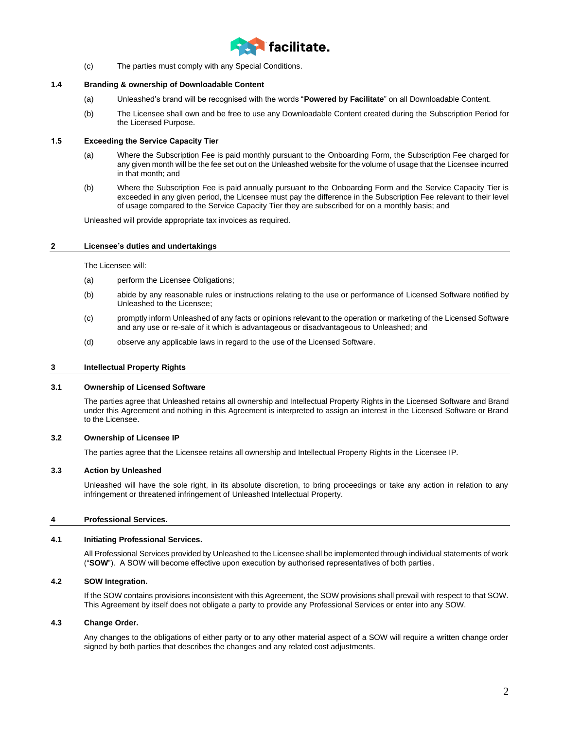(c) The parties must comply with any Special Conditions.

### 1.4 Branding & ownership of Downloadable Content

(a) Unleashed's brand will be recognised with the words "**Powered by Facilitate**" on all Downloadable Content.

(b) The Licensee shall own and be free to use any Downloadable Content created during the Subscription Period for the Licensed Purpose.

### 1.5 Exceeding the Service Capacity Tier

(a) Where the Subscription Fee is paid monthly pursuant to the Onboarding Form, the Subscription Fee charged for any given month will be the fee set out on the Unleashed website for the volume of usage that the Licensee incurred in that month; and

(b) Where the Subscription Fee is paid annually pursuant to the Onboarding Form and the Service Capacity Tier is exceeded in any given period, the Licensee must pay the difference in the Subscription Fee relevant to their level of usage compared to the Service Capacity Tier they are subscribed for on a monthly basis; and

Unleashed will provide appropriate tax invoices as required.

## 2 Licensee's duties and undertakings

The Licensee will:

(a) perform the Licensee Obligations;

(b) abide by any reasonable rules or instructions relating to the use or performance of Licensed Software notified by Unleashed to the Licensee;

(c) promptly inform Unleashed of any facts or opinions relevant to the operation or marketing of the Licensed Software and any use or re-sale of it which is advantageous or disadvantageous to Unleashed; and

(d) observe any applicable laws in regard to the use of the Licensed Software.

## 3 Intellectual Property Rights

### 3.1 Ownership of Licensed Software

The parties agree that Unleashed retains all ownership and Intellectual Property Rights in the Licensed Software and Brand under this Agreement and nothing in this Agreement is interpreted to assign an interest in the Licensed Software or Brand to the Licensee.

### 3.2 Ownership of Licensee IP

The parties agree that the Licensee retains all ownership and Intellectual Property Rights in the Licensee IP.

### 3.3 Action by Unleashed

Unleashed will have the sole right, in its absolute discretion, to bring proceedings or take any action in relation to any infringement or threatened infringement of Unleashed Intellectual Property.

## 4 Professional Services.

### 4.1 Initiating Professional Services.

All Professional Services provided by Unleashed to the Licensee shall be implemented through individual statements of work ("**SOW**"). A SOW will become effective upon execution by authorised representatives of both parties.

### 4.2 SOW Integration.

If the SOW contains provisions inconsistent with this Agreement, the SOW provisions shall prevail with respect to that SOW. This Agreement by itself does not obligate a party to provide any Professional Services or enter into any SOW.

### 4.3 Change Order.

Any changes to the obligations of either party or to any other material aspect of a SOW will require a written change order signed by both parties that describes the changes and any related cost adjustments.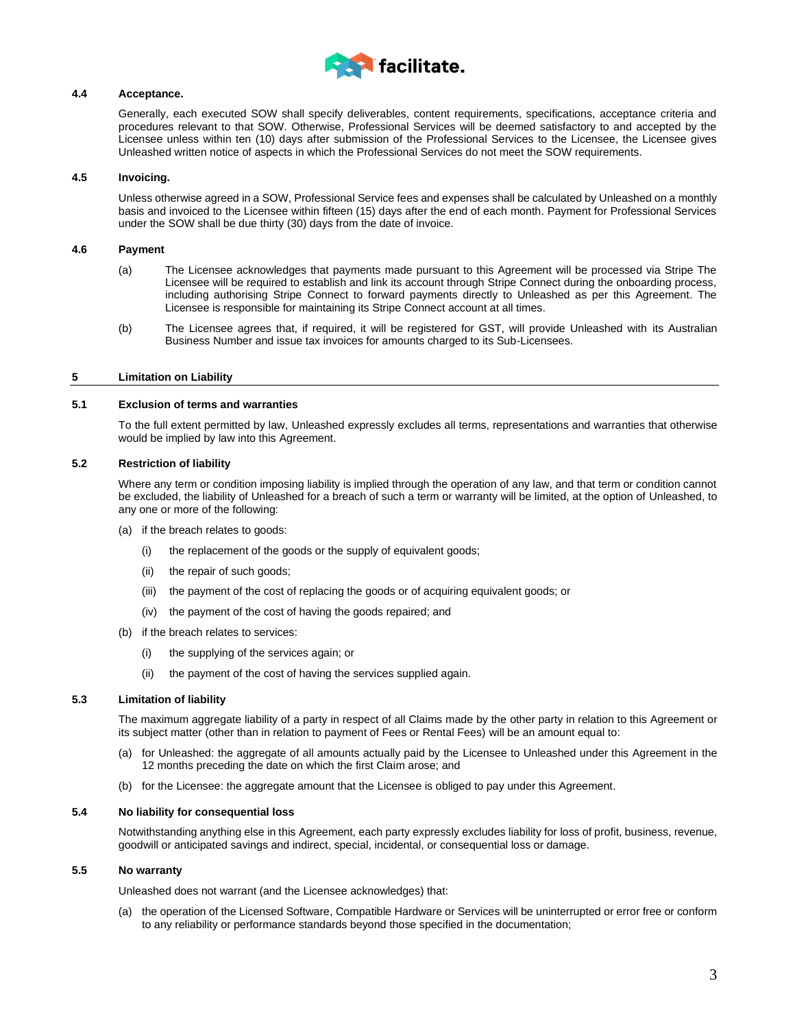### 4.4 Acceptance.

Generally, each executed SOW shall specify deliverables, content requirements, specifications, acceptance criteria and procedures relevant to that SOW. Otherwise, Professional Services will be deemed satisfactory to and accepted by the Licensee unless within ten (10) days after submission of the Professional Services to the Licensee, the Licensee gives Unleashed written notice of aspects in which the Professional Services do not meet the SOW requirements.

### 4.5 Invoicing.

Unless otherwise agreed in a SOW, Professional Service fees and expenses shall be calculated by Unleashed on a monthly basis and invoiced to the Licensee within fifteen (15) days after the end of each month. Payment for Professional Services under the SOW shall be due thirty (30) days from the date of invoice.

### 4.6 Payment

(a) The Licensee acknowledges that payments made pursuant to this Agreement will be processed via Stripe The Licensee will be required to establish and link its account through Stripe Connect during the onboarding process, including authorising Stripe Connect to forward payments directly to Unleashed as per this Agreement. The Licensee is responsible for maintaining its Stripe Connect account at all times.

(b) The Licensee agrees that, if required, it will be registered for GST, will provide Unleashed with its Australian Business Number and issue tax invoices for amounts charged to its Sub-Licensees.

## 5 Limitation on Liability

### 5.1 Exclusion of terms and warranties

To the full extent permitted by law, Unleashed expressly excludes all terms, representations and warranties that otherwise would be implied by law into this Agreement.

### 5.2 Restriction of liability

Where any term or condition imposing liability is implied through the operation of any law, and that term or condition cannot be excluded, the liability of Unleashed for a breach of such a term or warranty will be limited, at the option of Unleashed, to any one or more of the following:

(a) if the breach relates to goods:

  (i) the replacement of the goods or the supply of equivalent goods;

  (ii) the repair of such goods;

  (iii) the payment of the cost of replacing the goods or of acquiring equivalent goods; or

  (iv) the payment of the cost of having the goods repaired; and

(b) if the breach relates to services:

  (i) the supplying of the services again; or

  (ii) the payment of the cost of having the services supplied again.

### 5.3 Limitation of liability

The maximum aggregate liability of a party in respect of all Claims made by the other party in relation to this Agreement or its subject matter (other than in relation to payment of Fees or Rental Fees) will be an amount equal to:

(a) for Unleashed: the aggregate of all amounts actually paid by the Licensee to Unleashed under this Agreement in the 12 months preceding the date on which the first Claim arose; and

(b) for the Licensee: the aggregate amount that the Licensee is obliged to pay under this Agreement.

### 5.4 No liability for consequential loss

Notwithstanding anything else in this Agreement, each party expressly excludes liability for loss of profit, business, revenue, goodwill or anticipated savings and indirect, special, incidental, or consequential loss or damage.

### 5.5 No warranty

Unleashed does not warrant (and the Licensee acknowledges) that:

(a) the operation of the Licensed Software, Compatible Hardware or Services will be uninterrupted or error free or conform to any reliability or performance standards beyond those specified in the documentation;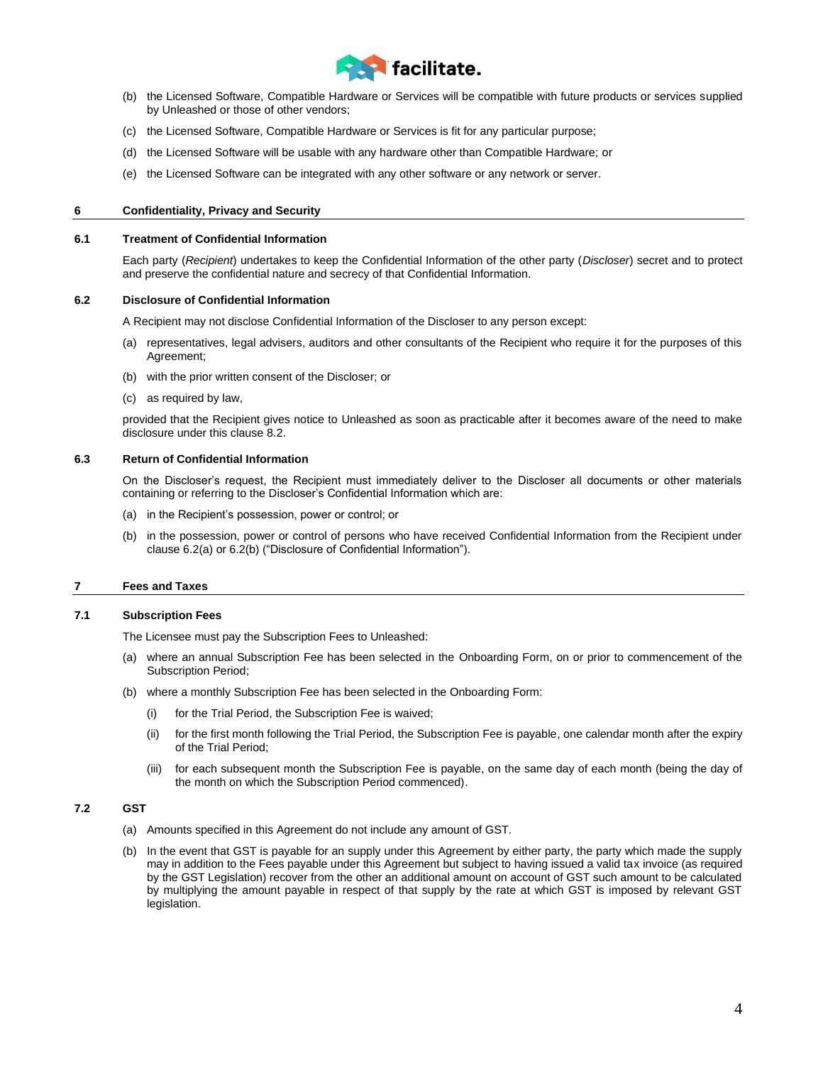(b) the Licensed Software, Compatible Hardware or Services will be compatible with future products or services supplied by Unleashed or those of other vendors;

(c) the Licensed Software, Compatible Hardware or Services is fit for any particular purpose;

(d) the Licensed Software will be usable with any hardware other than Compatible Hardware; or

(e) the Licensed Software can be integrated with any other software or any network or server.

## 6 Confidentiality, Privacy and Security

### 6.1 Treatment of Confidential Information

Each party (*Recipient*) undertakes to keep the Confidential Information of the other party (*Discloser*) secret and to protect and preserve the confidential nature and secrecy of that Confidential Information.

### 6.2 Disclosure of Confidential Information

A Recipient may not disclose Confidential Information of the Discloser to any person except:

(a) representatives, legal advisers, auditors and other consultants of the Recipient who require it for the purposes of this Agreement;

(b) with the prior written consent of the Discloser; or

(c) as required by law,

provided that the Recipient gives notice to Unleashed as soon as practicable after it becomes aware of the need to make disclosure under this clause 8.2.

### 6.3 Return of Confidential Information

On the Discloser's request, the Recipient must immediately deliver to the Discloser all documents or other materials containing or referring to the Discloser's Confidential Information which are:

(a) in the Recipient's possession, power or control; or

(b) in the possession, power or control of persons who have received Confidential Information from the Recipient under clause 6.2(a) or 6.2(b) ("Disclosure of Confidential Information").

## 7 Fees and Taxes

### 7.1 Subscription Fees

The Licensee must pay the Subscription Fees to Unleashed:

(a) where an annual Subscription Fee has been selected in the Onboarding Form, on or prior to commencement of the Subscription Period;

(b) where a monthly Subscription Fee has been selected in the Onboarding Form:

   (i) for the Trial Period, the Subscription Fee is waived;

   (ii) for the first month following the Trial Period, the Subscription Fee is payable, one calendar month after the expiry of the Trial Period;

   (iii) for each subsequent month the Subscription Fee is payable, on the same day of each month (being the day of the month on which the Subscription Period commenced).

### 7.2 GST

(a) Amounts specified in this Agreement do not include any amount of GST.

(b) In the event that GST is payable for an supply under this Agreement by either party, the party which made the supply may in addition to the Fees payable under this Agreement but subject to having issued a valid tax invoice (as required by the GST Legislation) recover from the other an additional amount on account of GST such amount to be calculated by multiplying the amount payable in respect of that supply by the rate at which GST is imposed by relevant GST legislation.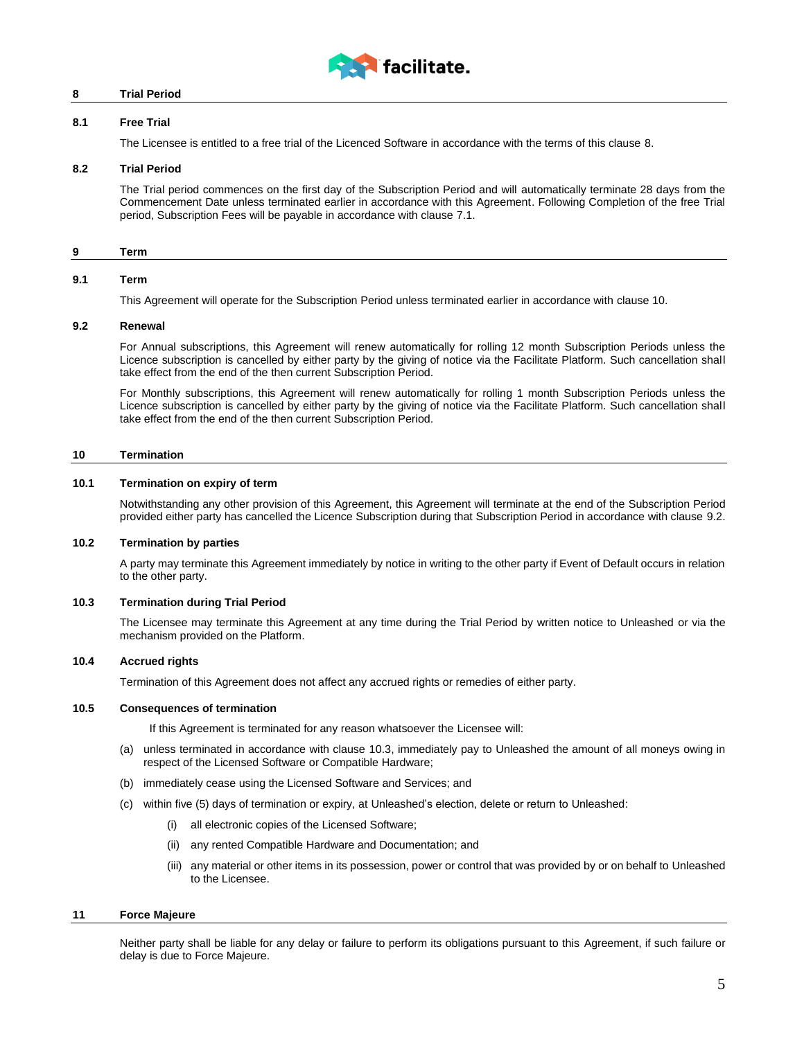## 8 Trial Period

### 8.1 Free Trial

The Licensee is entitled to a free trial of the Licenced Software in accordance with the terms of this clause 8.

### 8.2 Trial Period

The Trial period commences on the first day of the Subscription Period and will automatically terminate 28 days from the Commencement Date unless terminated earlier in accordance with this Agreement. Following Completion of the free Trial period, Subscription Fees will be payable in accordance with clause 7.1.

## 9 Term

### 9.1 Term

This Agreement will operate for the Subscription Period unless terminated earlier in accordance with clause 10.

### 9.2 Renewal

For Annual subscriptions, this Agreement will renew automatically for rolling 12 month Subscription Periods unless the Licence subscription is cancelled by either party by the giving of notice via the Facilitate Platform. Such cancellation shall take effect from the end of the then current Subscription Period.

For Monthly subscriptions, this Agreement will renew automatically for rolling 1 month Subscription Periods unless the Licence subscription is cancelled by either party by the giving of notice via the Facilitate Platform. Such cancellation shall take effect from the end of the then current Subscription Period.

## 10 Termination

### 10.1 Termination on expiry of term

Notwithstanding any other provision of this Agreement, this Agreement will terminate at the end of the Subscription Period provided either party has cancelled the Licence Subscription during that Subscription Period in accordance with clause 9.2.

### 10.2 Termination by parties

A party may terminate this Agreement immediately by notice in writing to the other party if Event of Default occurs in relation to the other party.

### 10.3 Termination during Trial Period

The Licensee may terminate this Agreement at any time during the Trial Period by written notice to Unleashed or via the mechanism provided on the Platform.

### 10.4 Accrued rights

Termination of this Agreement does not affect any accrued rights or remedies of either party.

### 10.5 Consequences of termination

If this Agreement is terminated for any reason whatsoever the Licensee will:

(a) unless terminated in accordance with clause 10.3, immediately pay to Unleashed the amount of all moneys owing in respect of the Licensed Software or Compatible Hardware;

(b) immediately cease using the Licensed Software and Services; and

(c) within five (5) days of termination or expiry, at Unleashed's election, delete or return to Unleashed:

- (i) all electronic copies of the Licensed Software;
- (ii) any rented Compatible Hardware and Documentation; and
- (iii) any material or other items in its possession, power or control that was provided by or on behalf to Unleashed to the Licensee.

## 11 Force Majeure

Neither party shall be liable for any delay or failure to perform its obligations pursuant to this Agreement, if such failure or delay is due to Force Majeure.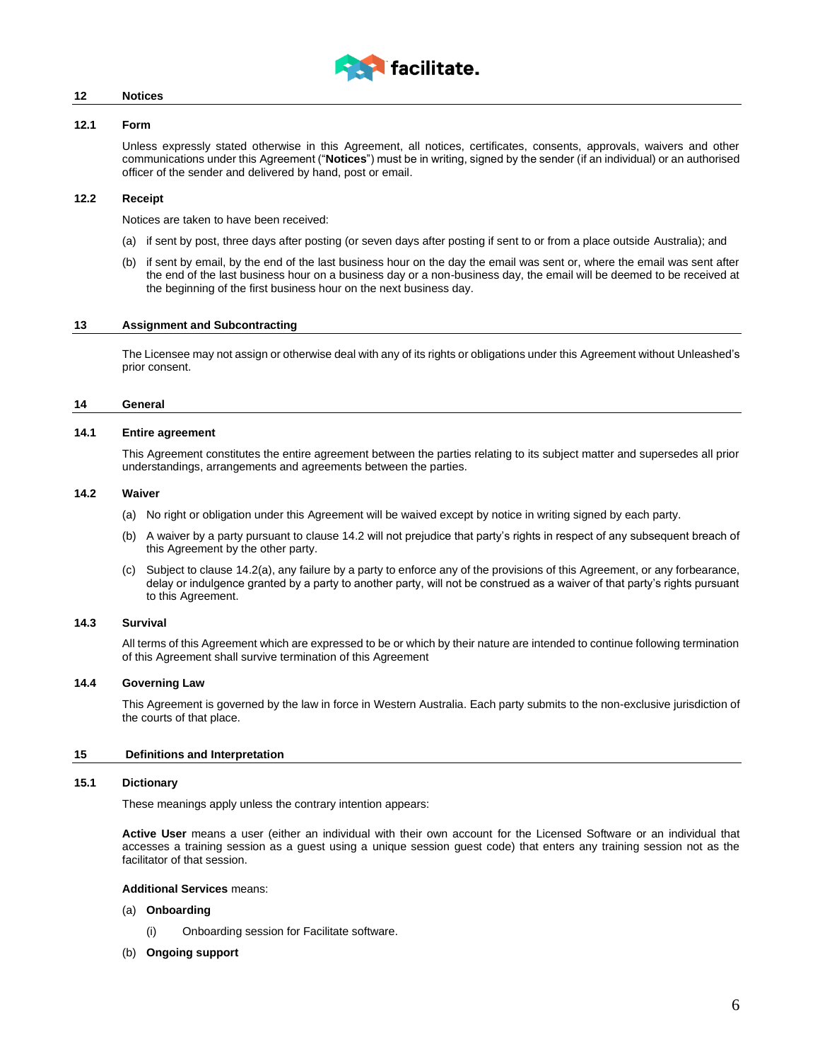## 12 Notices

### 12.1 Form

Unless expressly stated otherwise in this Agreement, all notices, certificates, consents, approvals, waivers and other communications under this Agreement ("**Notices**") must be in writing, signed by the sender (if an individual) or an authorised officer of the sender and delivered by hand, post or email.

### 12.2 Receipt

Notices are taken to have been received:

(a) if sent by post, three days after posting (or seven days after posting if sent to or from a place outside Australia); and

(b) if sent by email, by the end of the last business hour on the day the email was sent or, where the email was sent after the end of the last business hour on a business day or a non-business day, the email will be deemed to be received at the beginning of the first business hour on the next business day.

## 13 Assignment and Subcontracting

The Licensee may not assign or otherwise deal with any of its rights or obligations under this Agreement without Unleashed's prior consent.

## 14 General

### 14.1 Entire agreement

This Agreement constitutes the entire agreement between the parties relating to its subject matter and supersedes all prior understandings, arrangements and agreements between the parties.

### 14.2 Waiver

(a) No right or obligation under this Agreement will be waived except by notice in writing signed by each party.

(b) A waiver by a party pursuant to clause 14.2 will not prejudice that party's rights in respect of any subsequent breach of this Agreement by the other party.

(c) Subject to clause 14.2(a), any failure by a party to enforce any of the provisions of this Agreement, or any forbearance, delay or indulgence granted by a party to another party, will not be construed as a waiver of that party's rights pursuant to this Agreement.

### 14.3 Survival

All terms of this Agreement which are expressed to be or which by their nature are intended to continue following termination of this Agreement shall survive termination of this Agreement

### 14.4 Governing Law

This Agreement is governed by the law in force in Western Australia. Each party submits to the non-exclusive jurisdiction of the courts of that place.

## 15 Definitions and Interpretation

### 15.1 Dictionary

These meanings apply unless the contrary intention appears:

**Active User** means a user (either an individual with their own account for the Licensed Software or an individual that accesses a training session as a guest using a unique session guest code) that enters any training session not as the facilitator of that session.

**Additional Services** means:

(a) **Onboarding**

(i) Onboarding session for Facilitate software.

(b) **Ongoing support**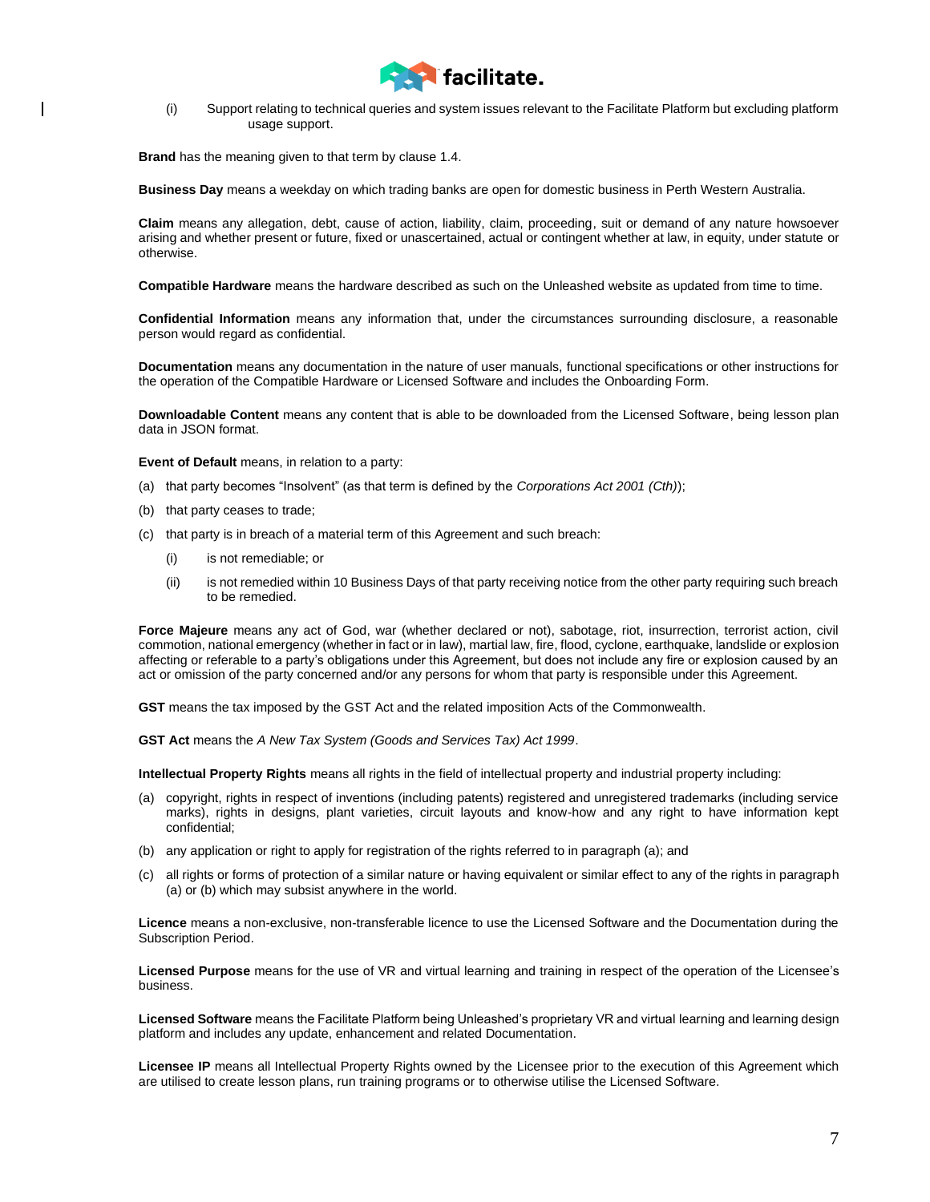(i) Support relating to technical queries and system issues relevant to the Facilitate Platform but excluding platform usage support.

**Brand** has the meaning given to that term by clause 1.4.

**Business Day** means a weekday on which trading banks are open for domestic business in Perth Western Australia.

**Claim** means any allegation, debt, cause of action, liability, claim, proceeding, suit or demand of any nature howsoever arising and whether present or future, fixed or unascertained, actual or contingent whether at law, in equity, under statute or otherwise.

**Compatible Hardware** means the hardware described as such on the Unleashed website as updated from time to time.

**Confidential Information** means any information that, under the circumstances surrounding disclosure, a reasonable person would regard as confidential.

**Documentation** means any documentation in the nature of user manuals, functional specifications or other instructions for the operation of the Compatible Hardware or Licensed Software and includes the Onboarding Form.

**Downloadable Content** means any content that is able to be downloaded from the Licensed Software, being lesson plan data in JSON format.

**Event of Default** means, in relation to a party:

(a) that party becomes "Insolvent" (as that term is defined by the *Corporations Act 2001 (Cth)*);

(b) that party ceases to trade;

(c) that party is in breach of a material term of this Agreement and such breach:

  (i) is not remediable; or

  (ii) is not remedied within 10 Business Days of that party receiving notice from the other party requiring such breach to be remedied.

**Force Majeure** means any act of God, war (whether declared or not), sabotage, riot, insurrection, terrorist action, civil commotion, national emergency (whether in fact or in law), martial law, fire, flood, cyclone, earthquake, landslide or explosion affecting or referable to a party's obligations under this Agreement, but does not include any fire or explosion caused by an act or omission of the party concerned and/or any persons for whom that party is responsible under this Agreement.

**GST** means the tax imposed by the GST Act and the related imposition Acts of the Commonwealth.

**GST Act** means the *A New Tax System (Goods and Services Tax) Act 1999*.

**Intellectual Property Rights** means all rights in the field of intellectual property and industrial property including:

(a) copyright, rights in respect of inventions (including patents) registered and unregistered trademarks (including service marks), rights in designs, plant varieties, circuit layouts and know-how and any right to have information kept confidential;

(b) any application or right to apply for registration of the rights referred to in paragraph (a); and

(c) all rights or forms of protection of a similar nature or having equivalent or similar effect to any of the rights in paragraph (a) or (b) which may subsist anywhere in the world.

**Licence** means a non-exclusive, non-transferable licence to use the Licensed Software and the Documentation during the Subscription Period.

**Licensed Purpose** means for the use of VR and virtual learning and training in respect of the operation of the Licensee's business.

**Licensed Software** means the Facilitate Platform being Unleashed's proprietary VR and virtual learning and learning design platform and includes any update, enhancement and related Documentation.

**Licensee IP** means all Intellectual Property Rights owned by the Licensee prior to the execution of this Agreement which are utilised to create lesson plans, run training programs or to otherwise utilise the Licensed Software.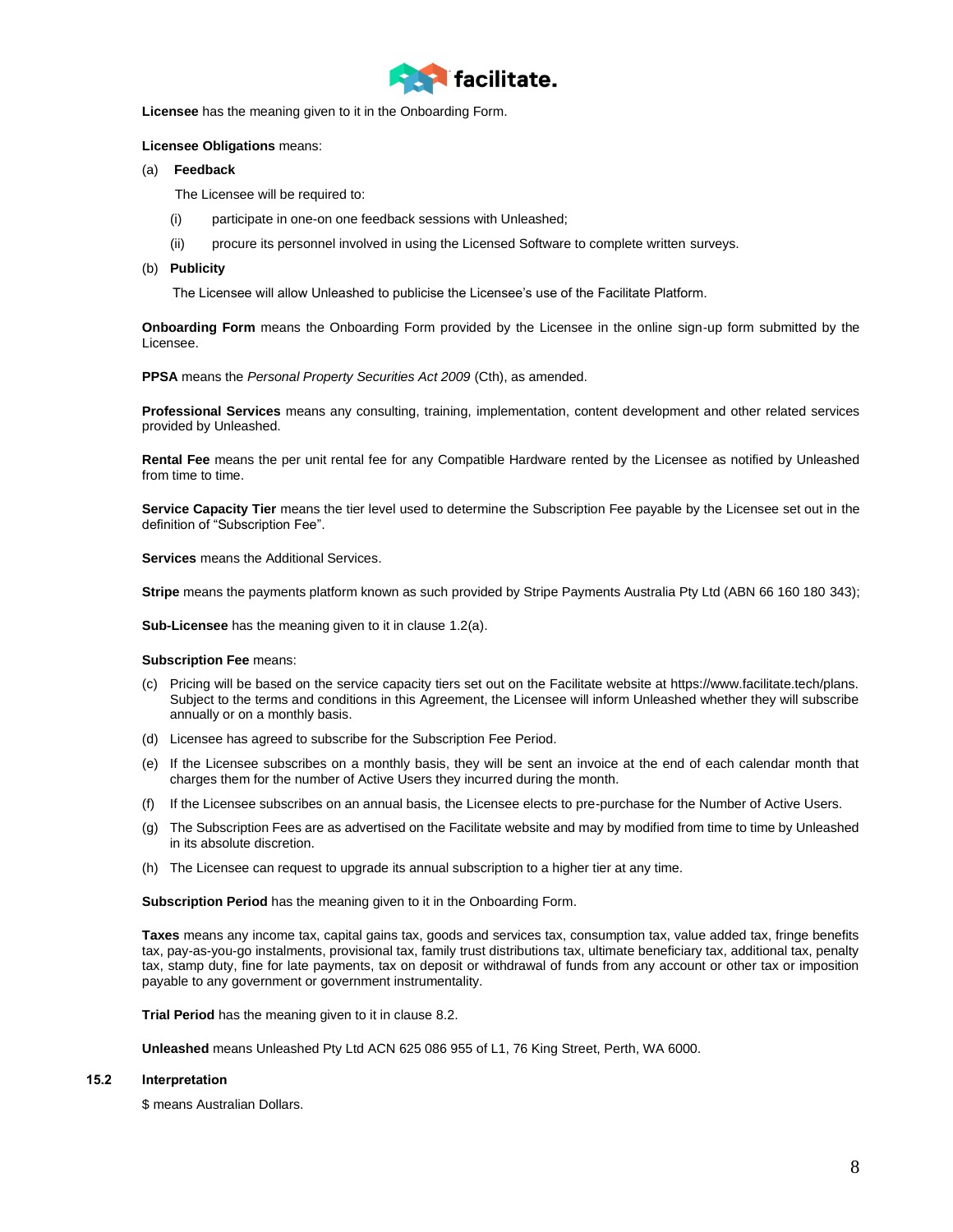**Licensee** has the meaning given to it in the Onboarding Form.

**Licensee Obligations** means:

(a) **Feedback**

The Licensee will be required to:

(i) participate in one-on one feedback sessions with Unleashed;

(ii) procure its personnel involved in using the Licensed Software to complete written surveys.

(b) **Publicity**

The Licensee will allow Unleashed to publicise the Licensee's use of the Facilitate Platform.

**Onboarding Form** means the Onboarding Form provided by the Licensee in the online sign-up form submitted by the Licensee.

**PPSA** means the *Personal Property Securities Act 2009* (Cth), as amended.

**Professional Services** means any consulting, training, implementation, content development and other related services provided by Unleashed.

**Rental Fee** means the per unit rental fee for any Compatible Hardware rented by the Licensee as notified by Unleashed from time to time.

**Service Capacity Tier** means the tier level used to determine the Subscription Fee payable by the Licensee set out in the definition of "Subscription Fee".

**Services** means the Additional Services.

**Stripe** means the payments platform known as such provided by Stripe Payments Australia Pty Ltd (ABN 66 160 180 343);

**Sub-Licensee** has the meaning given to it in clause 1.2(a).

**Subscription Fee** means:

(c) Pricing will be based on the service capacity tiers set out on the Facilitate website at https://www.facilitate.tech/plans. Subject to the terms and conditions in this Agreement, the Licensee will inform Unleashed whether they will subscribe annually or on a monthly basis.

(d) Licensee has agreed to subscribe for the Subscription Fee Period.

(e) If the Licensee subscribes on a monthly basis, they will be sent an invoice at the end of each calendar month that charges them for the number of Active Users they incurred during the month.

(f) If the Licensee subscribes on an annual basis, the Licensee elects to pre-purchase for the Number of Active Users.

(g) The Subscription Fees are as advertised on the Facilitate website and may by modified from time to time by Unleashed in its absolute discretion.

(h) The Licensee can request to upgrade its annual subscription to a higher tier at any time.

**Subscription Period** has the meaning given to it in the Onboarding Form.

**Taxes** means any income tax, capital gains tax, goods and services tax, consumption tax, value added tax, fringe benefits tax, pay-as-you-go instalments, provisional tax, family trust distributions tax, ultimate beneficiary tax, additional tax, penalty tax, stamp duty, fine for late payments, tax on deposit or withdrawal of funds from any account or other tax or imposition payable to any government or government instrumentality.

**Trial Period** has the meaning given to it in clause 8.2.

**Unleashed** means Unleashed Pty Ltd ACN 625 086 955 of L1, 76 King Street, Perth, WA 6000.

### 15.2 Interpretation

$ means Australian Dollars.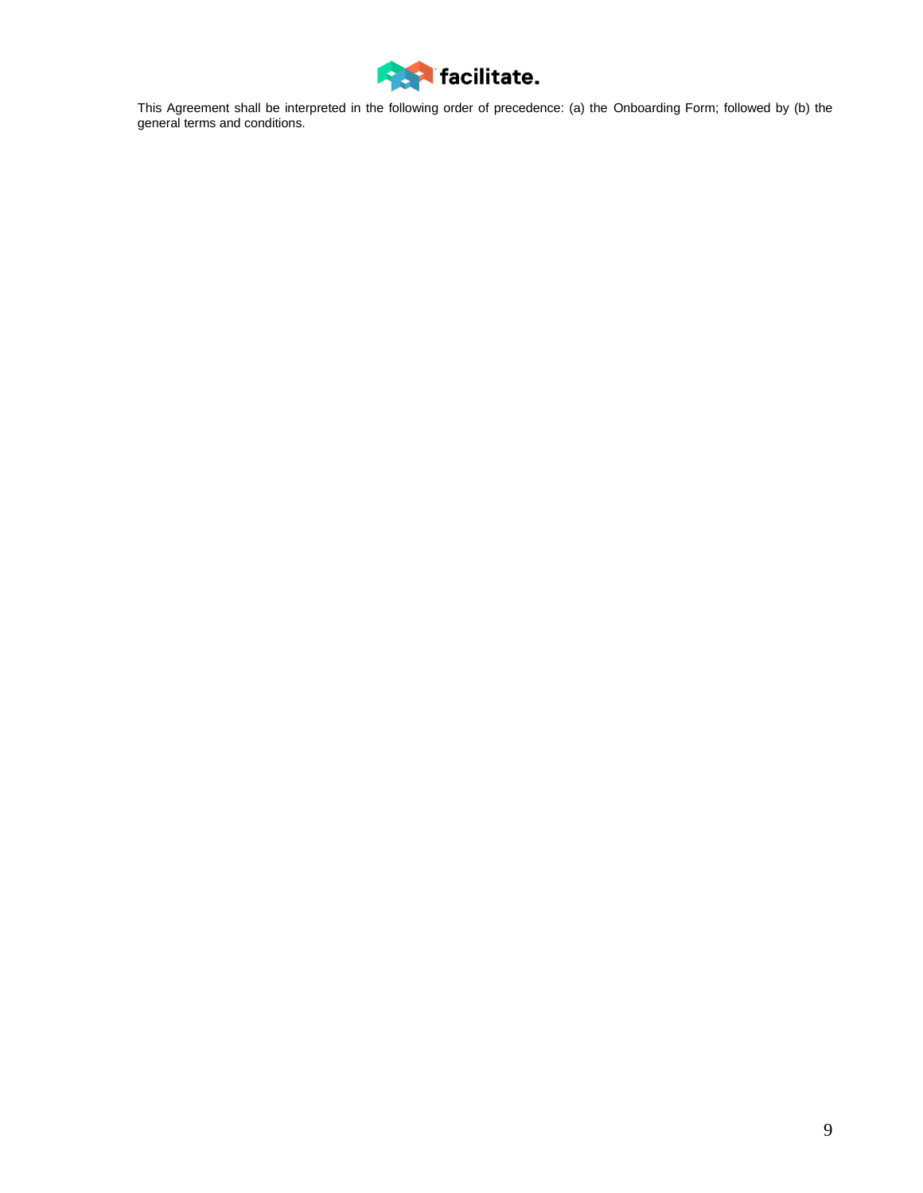This Agreement shall be interpreted in the following order of precedence: (a) the Onboarding Form; followed by (b) the general terms and conditions.